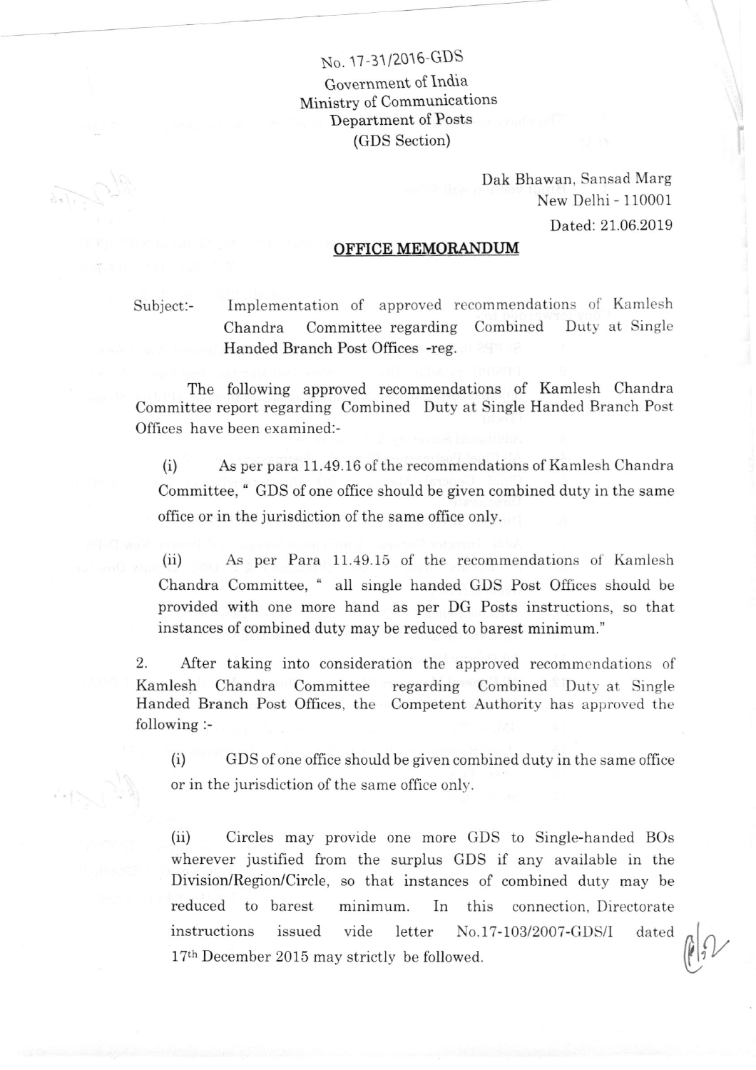No. 17-31/2016-GDS
Government of India
Ministry of Communications
Department of Posts
(GDS Section)

Dak Bhawan, Sansad Marg
New Delhi - 110001
Dated: 21.06.2019

## OFFICE MEMORANDUM

Subject:- Implementation of approved recommendations of Kamlesh Chandra Committee regarding Combined Duty at Single Handed Branch Post Offices -reg.

The following approved recommendations of Kamlesh Chandra Committee report regarding Combined Duty at Single Handed Branch Post Offices have been examined:-

(i) As per para 11.49.16 of the recommendations of Kamlesh Chandra Committee, " GDS of one office should be given combined duty in the same office or in the jurisdiction of the same office only.

(ii) As per Para 11.49.15 of the recommendations of Kamlesh Chandra Committee, " all single handed GDS Post Offices should be provided with one more hand as per DG Posts instructions, so that instances of combined duty may be reduced to barest minimum."

2. After taking into consideration the approved recommendations of Kamlesh Chandra Committee regarding Combined Duty at Single Handed Branch Post Offices, the Competent Authority has approved the following :-

(i) GDS of one office should be given combined duty in the same office or in the jurisdiction of the same office only.

(ii) Circles may provide one more GDS to Single-handed BOs wherever justified from the surplus GDS if any available in the Division/Region/Circle, so that instances of combined duty may be reduced to barest minimum. In this connection, Directorate instructions issued vide letter No.17-103/2007-GDS/I dated 17th December 2015 may strictly be followed.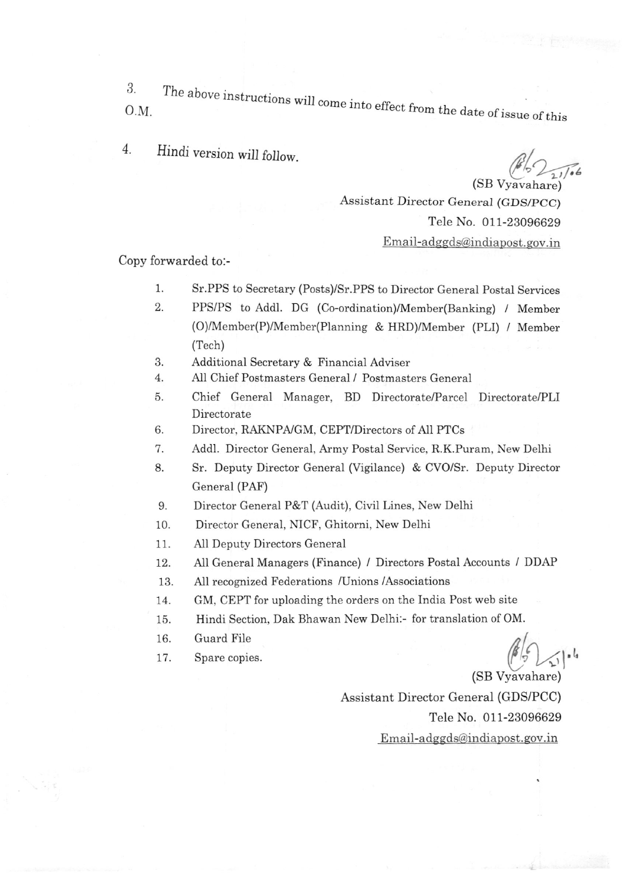3. The above instructions will come into effect from the date of issue of this O.M.

4. Hindi version will follow.

(SB Vyavahare)
Assistant Director General (GDS/PCC)
Tele No. 011-23096629
Email-adggds@indiapost.gov.in

Copy forwarded to:-

1. Sr.PPS to Secretary (Posts)/Sr.PPS to Director General Postal Services
2. PPS/PS to Addl. DG (Co-ordination)/Member(Banking) / Member (O)/Member(P)/Member(Planning & HRD)/Member (PLI) / Member (Tech)
3. Additional Secretary & Financial Adviser
4. All Chief Postmasters General / Postmasters General
5. Chief General Manager, BD Directorate/Parcel Directorate/PLI Directorate
6. Director, RAKNPA/GM, CEPT/Directors of All PTCs
7. Addl. Director General, Army Postal Service, R.K.Puram, New Delhi
8. Sr. Deputy Director General (Vigilance) & CVO/Sr. Deputy Director General (PAF)
9. Director General P&T (Audit), Civil Lines, New Delhi
10. Director General, NICF, Ghitorni, New Delhi
11. All Deputy Directors General
12. All General Managers (Finance) / Directors Postal Accounts / DDAP
13. All recognized Federations /Unions /Associations
14. GM, CEPT for uploading the orders on the India Post web site
15. Hindi Section, Dak Bhawan New Delhi:- for translation of OM.
16. Guard File
17. Spare copies.

(SB Vyavahare)
Assistant Director General (GDS/PCC)
Tele No. 011-23096629
Email-adggds@indiapost.gov.in